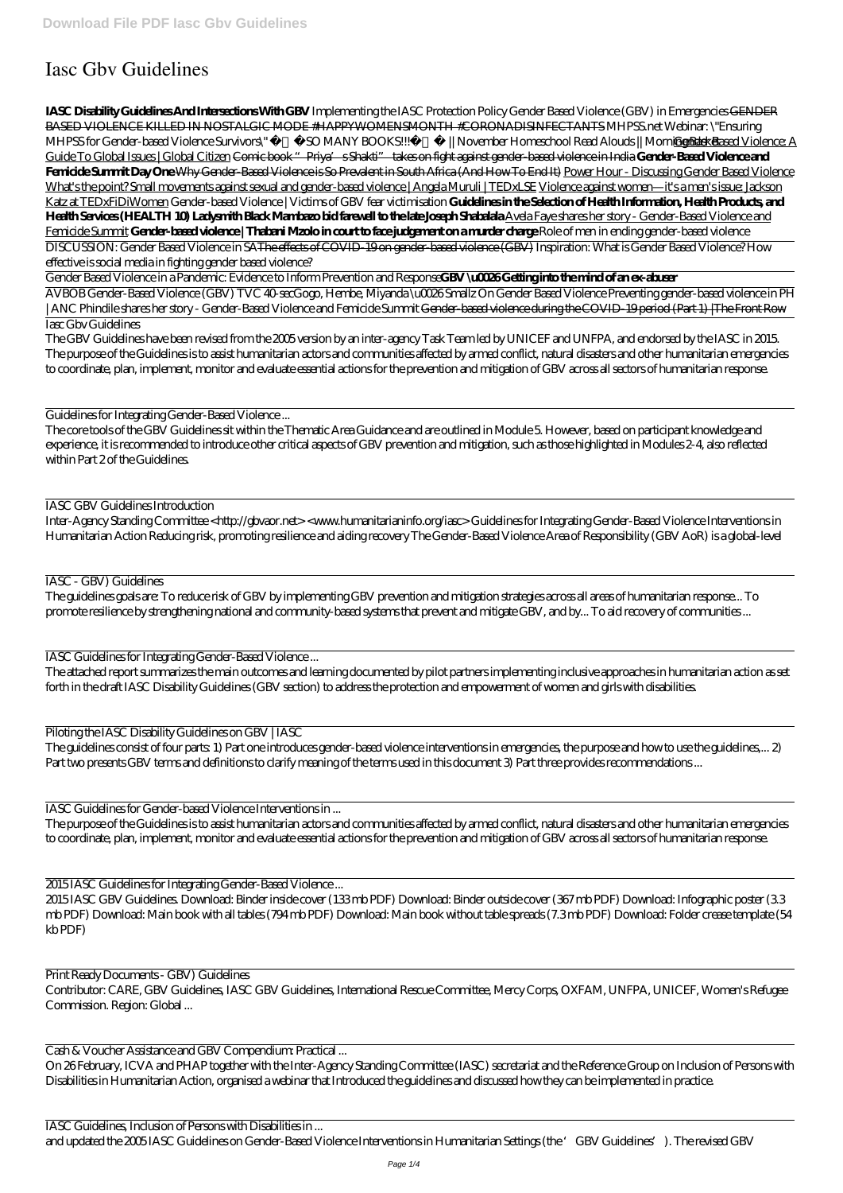# Iasc Gbv Guidelines

**IASC Disability Guidelines And Intersections With GBV** Implementing the IASC Protection Policy Gender Based Violence (GBV) in Emergencies ~~GENDER BASED VIOLENCE KILLED IN NOSTALGIC MODE #HAPPYWOMENSMONTH #CORONADISINFECTANTS~~ MHPSS.net Webinar: \"Ensuring MHPSS for Gender-based Violence Survivors\" SO MANY BOOKS!!! || November Homeschool Read Alouds || Morning Basket Gender-Based Violence: A Guide To Global Issues | Global Citizen ~~Comic book "Priya's Shakti" takes on fight against gender-based violence in India~~ **Gender-Based Violence and Femicide Summit Day One** Why Gender-Based Violence is So Prevalent in South Africa (And How To End It) Power Hour - Discussing Gender Based Violence What's the point? Small movements against sexual and gender-based violence | Angela Muruli | TEDxLSE Violence against women—it's a men's issue: Jackson Katz at TEDxFiDiWomen Gender-based Violence | Victims of GBV fear victimisation **Guidelines in the Selection of Health Information, Health Products, and Health Services (HEALTH 10) Ladysmith Black Mambazo bid farewell to the late Joseph Shabalala** Avela Faye shares her story - Gender-Based Violence and Femicide Summit **Gender-based violence | Thabani Mzolo in court to face judgement on a murder charge** Role of men in ending gender-based violence

DISCUSSION: Gender Based Violence in SA ~~The effects of COVID-19 on gender-based violence (GBV)~~ Inspiration: What is Gender Based Violence? How effective is social media in fighting gender based violence?

Gender Based Violence in a Pandemic: Evidence to Inform Prevention and Response **GBV \u0026 Getting into the mind of an ex-abuser**

AVBOB Gender-Based Violence (GBV) TVC 40-sec Gogo, Hembe, Miyanda \u0026 Smallz On Gender Based Violence Preventing gender-based violence in PH | ANC Phindile shares her story - Gender-Based Violence and Femicide Summit ~~Gender-based violence during the COVID-19 period (Part 1) |The Front Row~~

Iasc Gbv Guidelines

The GBV Guidelines have been revised from the 2005 version by an inter-agency Task Team led by UNICEF and UNFPA, and endorsed by the IASC in 2015. The purpose of the Guidelines is to assist humanitarian actors and communities affected by armed conflict, natural disasters and other humanitarian emergencies to coordinate, plan, implement, monitor and evaluate essential actions for the prevention and mitigation of GBV across all sectors of humanitarian response.

Guidelines for Integrating Gender-Based Violence ...

The core tools of the GBV Guidelines sit within the Thematic Area Guidance and are outlined in Module 5. However, based on participant knowledge and experience, it is recommended to introduce other critical aspects of GBV prevention and mitigation, such as those highlighted in Modules 2-4, also reflected within Part 2 of the Guidelines.

IASC GBV Guidelines Introduction

Inter-Agency Standing Committee <http://gbvaor.net> <www.humanitarianinfo.org/iasc> Guidelines for Integrating Gender-Based Violence Interventions in Humanitarian Action Reducing risk, promoting resilience and aiding recovery The Gender-Based Violence Area of Responsibility (GBV AoR) is a global-level

IASC - GBV) Guidelines

The guidelines goals are: To reduce risk of GBV by implementing GBV prevention and mitigation strategies across all areas of humanitarian response... To promote resilience by strengthening national and community-based systems that prevent and mitigate GBV, and by... To aid recovery of communities ...

IASC Guidelines for Integrating Gender-Based Violence ...

The attached report summarizes the main outcomes and learning documented by pilot partners implementing inclusive approaches in humanitarian action as set forth in the draft IASC Disability Guidelines (GBV section) to address the protection and empowerment of women and girls with disabilities.

Piloting the IASC Disability Guidelines on GBV | IASC

The guidelines consist of four parts: 1) Part one introduces gender-based violence interventions in emergencies, the purpose and how to use the guidelines,... 2) Part two presents GBV terms and definitions to clarify meaning of the terms used in this document 3) Part three provides recommendations ...

IASC Guidelines for Gender-based Violence Interventions in ...

The purpose of the Guidelines is to assist humanitarian actors and communities affected by armed conflict, natural disasters and other humanitarian emergencies to coordinate, plan, implement, monitor and evaluate essential actions for the prevention and mitigation of GBV across all sectors of humanitarian response.

2015 IASC Guidelines for Integrating Gender-Based Violence ...

2015 IASC GBV Guidelines. Download: Binder inside cover (133 mb PDF) Download: Binder outside cover (367 mb PDF) Download: Infographic poster (3.3 mb PDF) Download: Main book with all tables (794 mb PDF) Download: Main book without table spreads (7.3 mb PDF) Download: Folder crease template (54 kb PDF)

Print Ready Documents - GBV) Guidelines

Contributor: CARE, GBV Guidelines, IASC GBV Guidelines, International Rescue Committee, Mercy Corps, OXFAM, UNFPA, UNICEF, Women's Refugee Commission. Region: Global ...

Cash & Voucher Assistance and GBV Compendium: Practical ...

On 26 February, ICVA and PHAP together with the Inter-Agency Standing Committee (IASC) secretariat and the Reference Group on Inclusion of Persons with Disabilities in Humanitarian Action, organised a webinar that Introduced the guidelines and discussed how they can be implemented in practice.

IASC Guidelines, Inclusion of Persons with Disabilities in ...

and updated the 2005 IASC Guidelines on Gender-Based Violence Interventions in Humanitarian Settings (the 'GBV Guidelines'). The revised GBV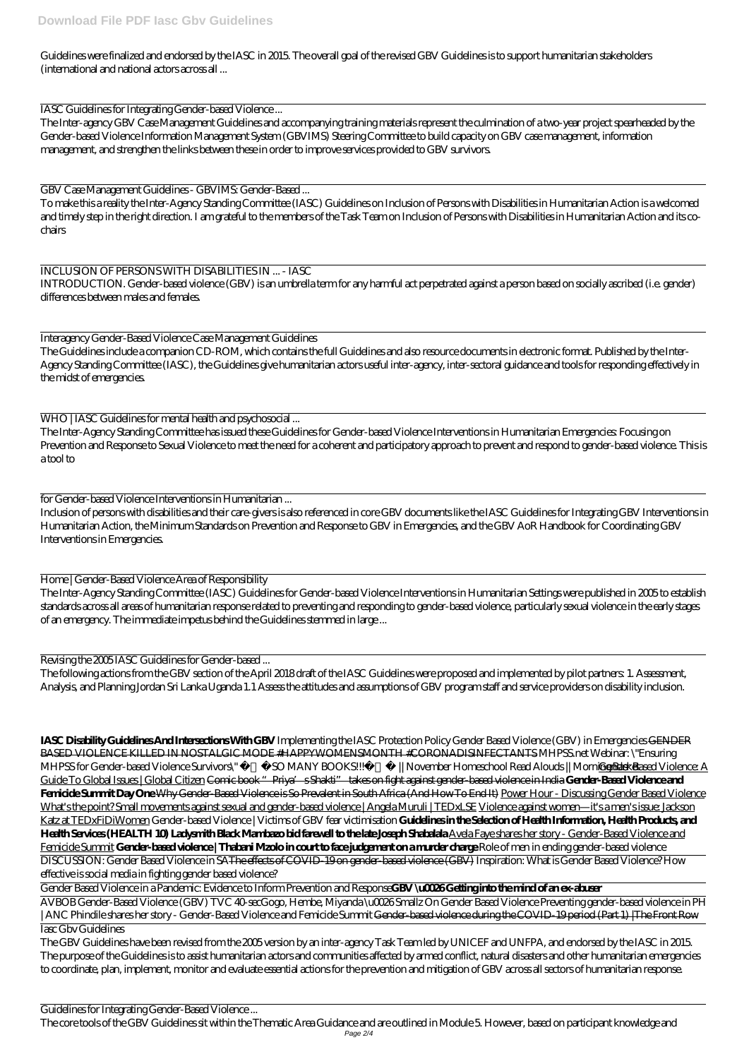Guidelines were finalized and endorsed by the IASC in 2015. The overall goal of the revised GBV Guidelines is to support humanitarian stakeholders (international and national actors across all ...

IASC Guidelines for Integrating Gender-based Violence ...

The Inter-agency GBV Case Management Guidelines and accompanying training materials represent the culmination of a two-year project spearheaded by the Gender-based Violence Information Management System (GBVIMS) Steering Committee to build capacity on GBV case management, information management, and strengthen the links between these in order to improve services provided to GBV survivors.

GBV Case Management Guidelines - GBVIMS: Gender-Based ...

To make this a reality the Inter-Agency Standing Committee (IASC) Guidelines on Inclusion of Persons with Disabilities in Humanitarian Action is a welcomed and timely step in the right direction. I am grateful to the members of the Task Team on Inclusion of Persons with Disabilities in Humanitarian Action and its co-chairs

INCLUSION OF PERSONS WITH DISABILITIES IN ... - IASC

INTRODUCTION. Gender-based violence (GBV) is an umbrella term for any harmful act perpetrated against a person based on socially ascribed (i.e. gender) differences between males and females.

Interagency Gender-Based Violence Case Management Guidelines

The Guidelines include a companion CD-ROM, which contains the full Guidelines and also resource documents in electronic format. Published by the Inter-Agency Standing Committee (IASC), the Guidelines give humanitarian actors useful inter-agency, inter-sectoral guidance and tools for responding effectively in the midst of emergencies.

WHO | IASC Guidelines for mental health and psychosocial ...

The Inter-Agency Standing Committee has issued these Guidelines for Gender-based Violence Interventions in Humanitarian Emergencies: Focusing on Prevention and Response to Sexual Violence to meet the need for a coherent and participatory approach to prevent and respond to gender-based violence. This is a tool to

for Gender-based Violence Interventions in Humanitarian ...

Inclusion of persons with disabilities and their care-givers is also referenced in core GBV documents like the IASC Guidelines for Integrating GBV Interventions in Humanitarian Action, the Minimum Standards on Prevention and Response to GBV in Emergencies, and the GBV AoR Handbook for Coordinating GBV Interventions in Emergencies.

Home | Gender-Based Violence Area of Responsibility

The Inter-Agency Standing Committee (IASC) Guidelines for Gender-based Violence Interventions in Humanitarian Settings were published in 2005 to establish standards across all areas of humanitarian response related to preventing and responding to gender-based violence, particularly sexual violence in the early stages of an emergency. The immediate impetus behind the Guidelines stemmed in large ...

Revising the 2005 IASC Guidelines for Gender-based ...

The following actions from the GBV section of the April 2018 draft of the IASC Guidelines were proposed and implemented by pilot partners: 1. Assessment, Analysis, and Planning Jordan Sri Lanka Uganda 1.1 Assess the attitudes and assumptions of GBV program staff and service providers on disability inclusion.

**IASC Disability Guidelines And Intersections With GBV** Implementing the IASC Protection Policy Gender Based Violence (GBV) in Emergencies GENDER BASED VIOLENCE KILLED IN NOSTALGIC MODE #HAPPYWOMENSMONTH #CORONADISINFECTANTS MHPSS.net Webinar: \"Ensuring MHPSS for Gender-based Violence Survivors\" SO MANY BOOKS!!! || November Homeschool Read Alouds || Morning Basket Gender Based Violence: A Guide To Global Issues | Global Citizen Comic book "Priya's Shakti" takes on fight against gender-based violence in India **Gender-Based Violence and Femicide Summit Day One** Why Gender-Based Violence is So Prevalent in South Africa (And How To End It) Power Hour - Discussing Gender Based Violence What's the point? Small movements against sexual and gender-based violence | Angela Muruli | TEDxLSE Violence against women—it's a men's issue: Jackson Katz at TEDxFiDiWomen Gender-based Violence | Victims of GBV fear victimisation **Guidelines in the Selection of Health Information, Health Products, and Health Services (HEALTH 10) Ladysmith Black Mambazo bid farewell to the late Joseph Shabalala** Avela Faye shares her story - Gender-Based Violence and Femicide Summit **Gender-based violence | Thabani Mzolo in court to face judgement on a murder charge** Role of men in ending gender-based violence

DISCUSSION: Gender Based Violence in SA The effects of COVID-19 on gender-based violence (GBV) Inspiration: What is Gender Based Violence? How effective is social media in fighting gender based violence?

Gender Based Violence in a Pandemic: Evidence to Inform Prevention and Response **GBV \u0026 Getting into the mind of an ex-abuser**

AVBOB Gender-Based Violence (GBV) TVC 40-sec Gogo, Hembe, Miyanda \u0026 Smallz On Gender Based Violence Preventing gender-based violence in PH | ANC Phindile shares her story - Gender-Based Violence and Femicide Summit Gender-based violence during the COVID-19 period (Part 1) |The Front Row

Iasc Gbv Guidelines

The GBV Guidelines have been revised from the 2005 version by an inter-agency Task Team led by UNICEF and UNFPA, and endorsed by the IASC in 2015. The purpose of the Guidelines is to assist humanitarian actors and communities affected by armed conflict, natural disasters and other humanitarian emergencies to coordinate, plan, implement, monitor and evaluate essential actions for the prevention and mitigation of GBV across all sectors of humanitarian response.

Guidelines for Integrating Gender-Based Violence ...

The core tools of the GBV Guidelines sit within the Thematic Area Guidance and are outlined in Module 5. However, based on participant knowledge and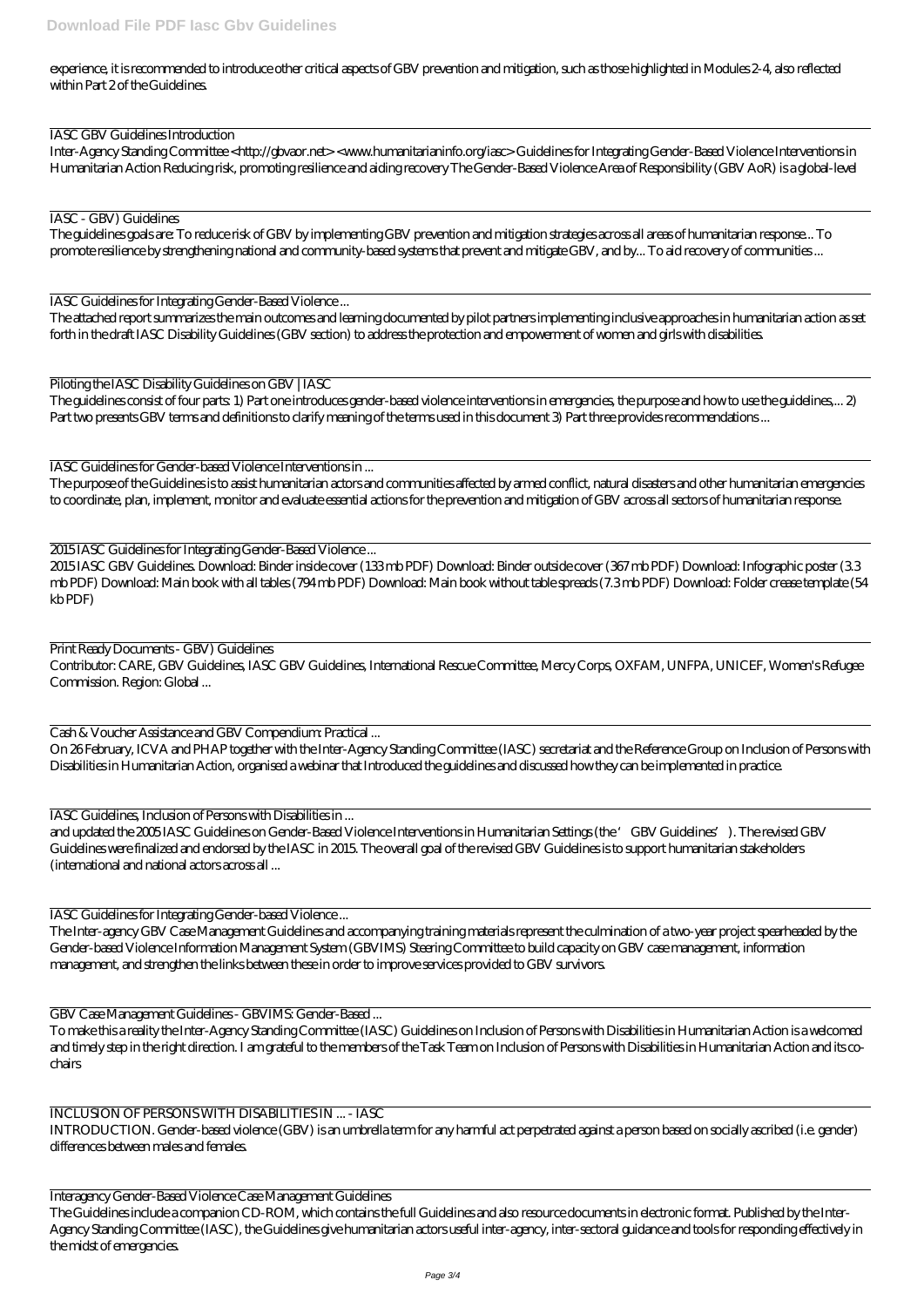experience, it is recommended to introduce other critical aspects of GBV prevention and mitigation, such as those highlighted in Modules 2-4, also reflected within Part 2 of the Guidelines.

IASC GBV Guidelines Introduction

Inter-Agency Standing Committee <http://gbvaor.net> <www.humanitarianinfo.org/iasc> Guidelines for Integrating Gender-Based Violence Interventions in Humanitarian Action Reducing risk, promoting resilience and aiding recovery The Gender-Based Violence Area of Responsibility (GBV AoR) is a global-level

IASC - GBV) Guidelines

The guidelines goals are: To reduce risk of GBV by implementing GBV prevention and mitigation strategies across all areas of humanitarian response... To promote resilience by strengthening national and community-based systems that prevent and mitigate GBV, and by... To aid recovery of communities ...

IASC Guidelines for Integrating Gender-Based Violence ...

The attached report summarizes the main outcomes and learning documented by pilot partners implementing inclusive approaches in humanitarian action as set forth in the draft IASC Disability Guidelines (GBV section) to address the protection and empowerment of women and girls with disabilities.

Piloting the IASC Disability Guidelines on GBV | IASC

The guidelines consist of four parts: 1) Part one introduces gender-based violence interventions in emergencies, the purpose and how to use the guidelines,... 2) Part two presents GBV terms and definitions to clarify meaning of the terms used in this document 3) Part three provides recommendations ...

IASC Guidelines for Gender-based Violence Interventions in ...

The purpose of the Guidelines is to assist humanitarian actors and communities affected by armed conflict, natural disasters and other humanitarian emergencies to coordinate, plan, implement, monitor and evaluate essential actions for the prevention and mitigation of GBV across all sectors of humanitarian response.

2015 IASC Guidelines for Integrating Gender-Based Violence ...

2015 IASC GBV Guidelines. Download: Binder inside cover (133 mb PDF) Download: Binder outside cover (367 mb PDF) Download: Infographic poster (3.3 mb PDF) Download: Main book with all tables (794 mb PDF) Download: Main book without table spreads (7.3 mb PDF) Download: Folder crease template (54 kb PDF)

Print Ready Documents - GBV) Guidelines

Contributor: CARE, GBV Guidelines, IASC GBV Guidelines, International Rescue Committee, Mercy Corps, OXFAM, UNFPA, UNICEF, Women's Refugee Commission. Region: Global ...

Cash & Voucher Assistance and GBV Compendium: Practical ...

On 26 February, ICVA and PHAP together with the Inter-Agency Standing Committee (IASC) secretariat and the Reference Group on Inclusion of Persons with Disabilities in Humanitarian Action, organised a webinar that Introduced the guidelines and discussed how they can be implemented in practice.

IASC Guidelines, Inclusion of Persons with Disabilities in ...

and updated the 2005 IASC Guidelines on Gender-Based Violence Interventions in Humanitarian Settings (the 'GBV Guidelines'). The revised GBV Guidelines were finalized and endorsed by the IASC in 2015. The overall goal of the revised GBV Guidelines is to support humanitarian stakeholders (international and national actors across all ...

IASC Guidelines for Integrating Gender-based Violence ...

The Inter-agency GBV Case Management Guidelines and accompanying training materials represent the culmination of a two-year project spearheaded by the Gender-based Violence Information Management System (GBVIMS) Steering Committee to build capacity on GBV case management, information management, and strengthen the links between these in order to improve services provided to GBV survivors.

GBV Case Management Guidelines - GBVIMS: Gender-Based ...

To make this a reality the Inter-Agency Standing Committee (IASC) Guidelines on Inclusion of Persons with Disabilities in Humanitarian Action is a welcomed and timely step in the right direction. I am grateful to the members of the Task Team on Inclusion of Persons with Disabilities in Humanitarian Action and its co-chairs

INCLUSION OF PERSONS WITH DISABILITIES IN ... - IASC

INTRODUCTION. Gender-based violence (GBV) is an umbrella term for any harmful act perpetrated against a person based on socially ascribed (i.e. gender) differences between males and females.

Interagency Gender-Based Violence Case Management Guidelines

The Guidelines include a companion CD-ROM, which contains the full Guidelines and also resource documents in electronic format. Published by the Inter-Agency Standing Committee (IASC), the Guidelines give humanitarian actors useful inter-agency, inter-sectoral guidance and tools for responding effectively in the midst of emergencies.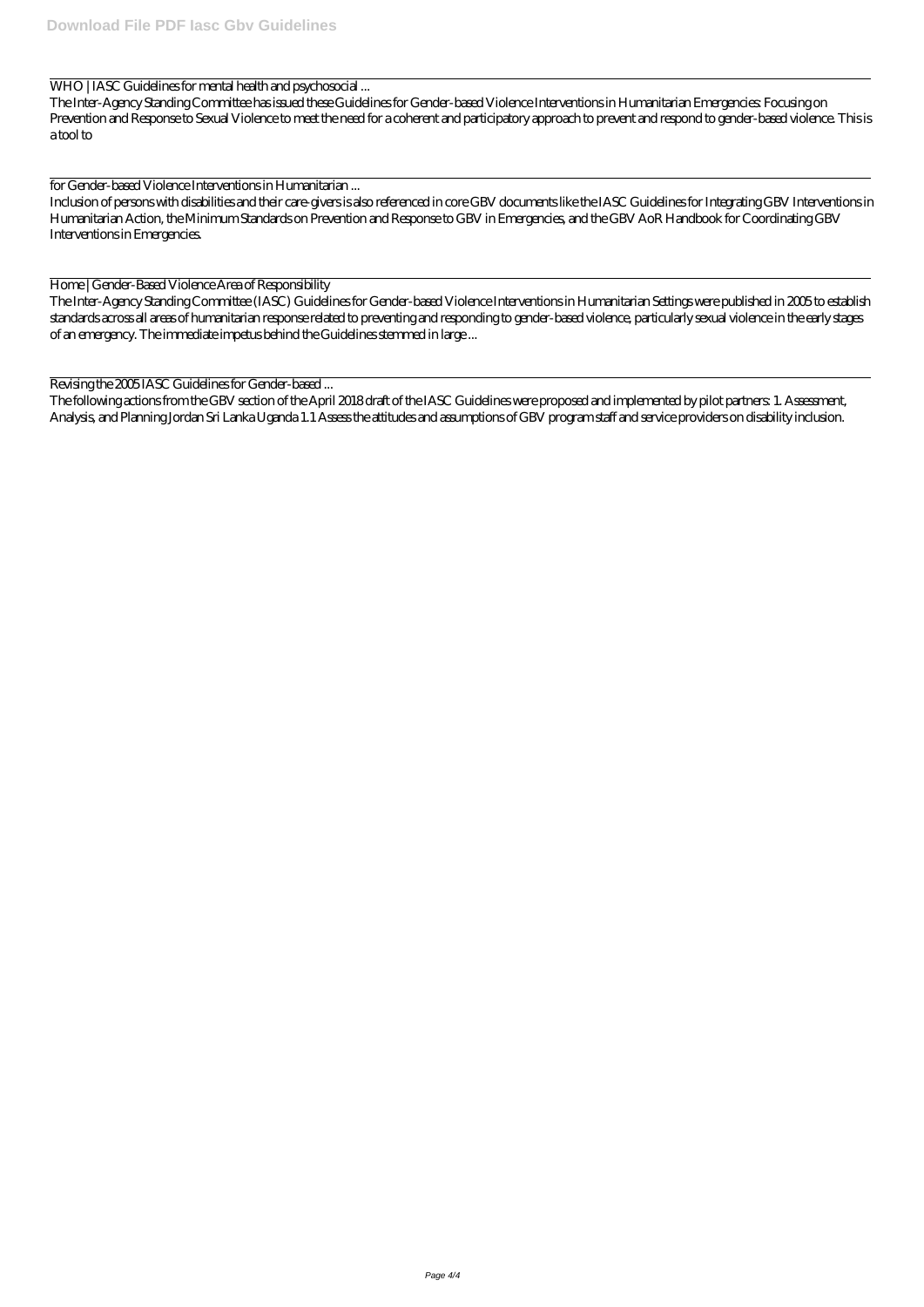WHO | IASC Guidelines for mental health and psychosocial ...

The Inter-Agency Standing Committee has issued these Guidelines for Gender-based Violence Interventions in Humanitarian Emergencies: Focusing on Prevention and Response to Sexual Violence to meet the need for a coherent and participatory approach to prevent and respond to gender-based violence. This is a tool to

for Gender-based Violence Interventions in Humanitarian ...

Inclusion of persons with disabilities and their care-givers is also referenced in core GBV documents like the IASC Guidelines for Integrating GBV Interventions in Humanitarian Action, the Minimum Standards on Prevention and Response to GBV in Emergencies, and the GBV AoR Handbook for Coordinating GBV Interventions in Emergencies.

Home | Gender-Based Violence Area of Responsibility

The Inter-Agency Standing Committee (IASC) Guidelines for Gender-based Violence Interventions in Humanitarian Settings were published in 2005 to establish standards across all areas of humanitarian response related to preventing and responding to gender-based violence, particularly sexual violence in the early stages of an emergency. The immediate impetus behind the Guidelines stemmed in large ...

Revising the 2005 IASC Guidelines for Gender-based ...

The following actions from the GBV section of the April 2018 draft of the IASC Guidelines were proposed and implemented by pilot partners: 1. Assessment, Analysis, and Planning Jordan Sri Lanka Uganda 1.1 Assess the attitudes and assumptions of GBV program staff and service providers on disability inclusion.